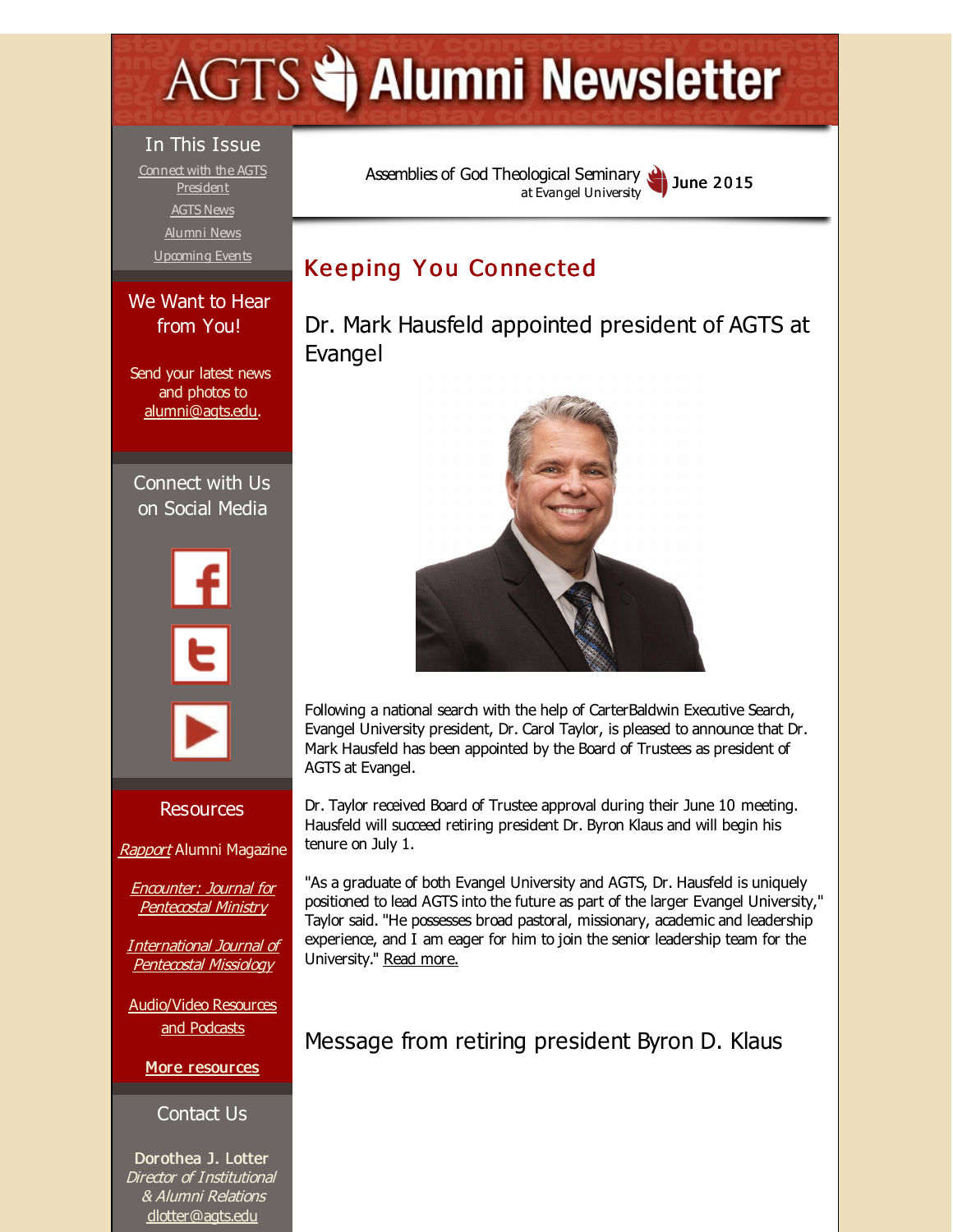# AGTS Alumni Newsletter

Assemblies of God Theological Seminary at Evangel University — June 2015

## In This Issue

Connect with the AGTS President

AGTS News

Alumni News

Upcoming Events

## We Want to Hear from You!

Send your latest news and photos to alumni@agts.edu.

## Connect with Us on Social Media

## Resources

*Rapport* Alumni Magazine

*Encounter: Journal for Pentecostal Ministry*

*International Journal of Pentecostal Missiology*

Audio/Video Resources and Podcasts

**More resources**

## Contact Us

**Dorothea J. Lotter**
*Director of Institutional & Alumni Relations*
dlotter@agts.edu

## Keeping You Connected

### Dr. Mark Hausfeld appointed president of AGTS at Evangel

Following a national search with the help of CarterBaldwin Executive Search, Evangel University president, Dr. Carol Taylor, is pleased to announce that Dr. Mark Hausfeld has been appointed by the Board of Trustees as president of AGTS at Evangel.

Dr. Taylor received Board of Trustee approval during their June 10 meeting. Hausfeld will succeed retiring president Dr. Byron Klaus and will begin his tenure on July 1.

"As a graduate of both Evangel University and AGTS, Dr. Hausfeld is uniquely positioned to lead AGTS into the future as part of the larger Evangel University," Taylor said. "He possesses broad pastoral, missionary, academic and leadership experience, and I am eager for him to join the senior leadership team for the University." Read more.

### Message from retiring president Byron D. Klaus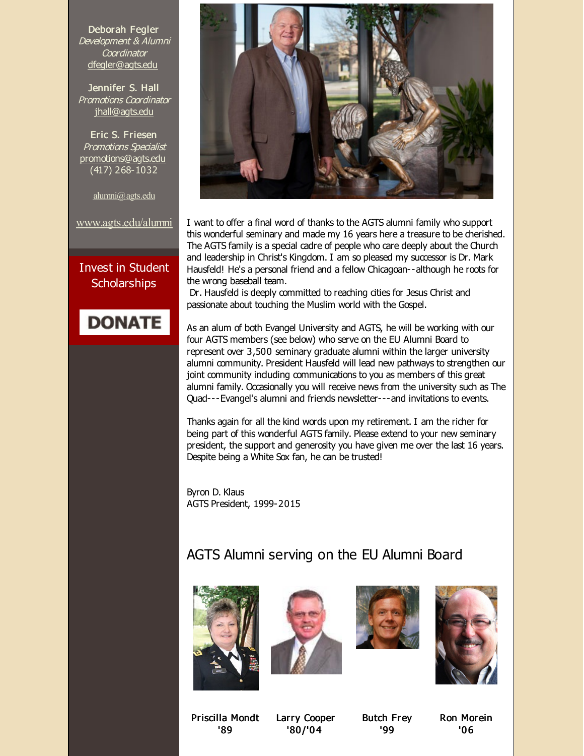**Deborah Fegler**
*Development & Alumni Coordinator*
dfegler@agts.edu

**Jennifer S. Hall**
*Promotions Coordinator*
jhall@agts.edu

**Eric S. Friesen**
*Promotions Specialist*
promotions@agts.edu
(417) 268-1032

alumni@agts.edu

www.agts.edu/alumni

Invest in Student Scholarships

DONATE

I want to offer a final word of thanks to the AGTS alumni family who support this wonderful seminary and made my 16 years here a treasure to be cherished. The AGTS family is a special cadre of people who care deeply about the Church and leadership in Christ's Kingdom. I am so pleased my successor is Dr. Mark Hausfeld! He's a personal friend and a fellow Chicagoan--although he roots for the wrong baseball team.

Dr. Hausfeld is deeply committed to reaching cities for Jesus Christ and passionate about touching the Muslim world with the Gospel.

As an alum of both Evangel University and AGTS, he will be working with our four AGTS members (see below) who serve on the EU Alumni Board to represent over 3,500 seminary graduate alumni within the larger university alumni community. President Hausfeld will lead new pathways to strengthen our joint community including communications to you as members of this great alumni family. Occasionally you will receive news from the university such as The Quad---Evangel's alumni and friends newsletter---and invitations to events.

Thanks again for all the kind words upon my retirement. I am the richer for being part of this wonderful AGTS family. Please extend to your new seminary president, the support and generosity you have given me over the last 16 years. Despite being a White Sox fan, he can be trusted!

Byron D. Klaus
AGTS President, 1999-2015

## AGTS Alumni serving on the EU Alumni Board

**Priscilla Mondt** '89

**Larry Cooper** '80/'04

**Butch Frey** '99

**Ron Morein** '06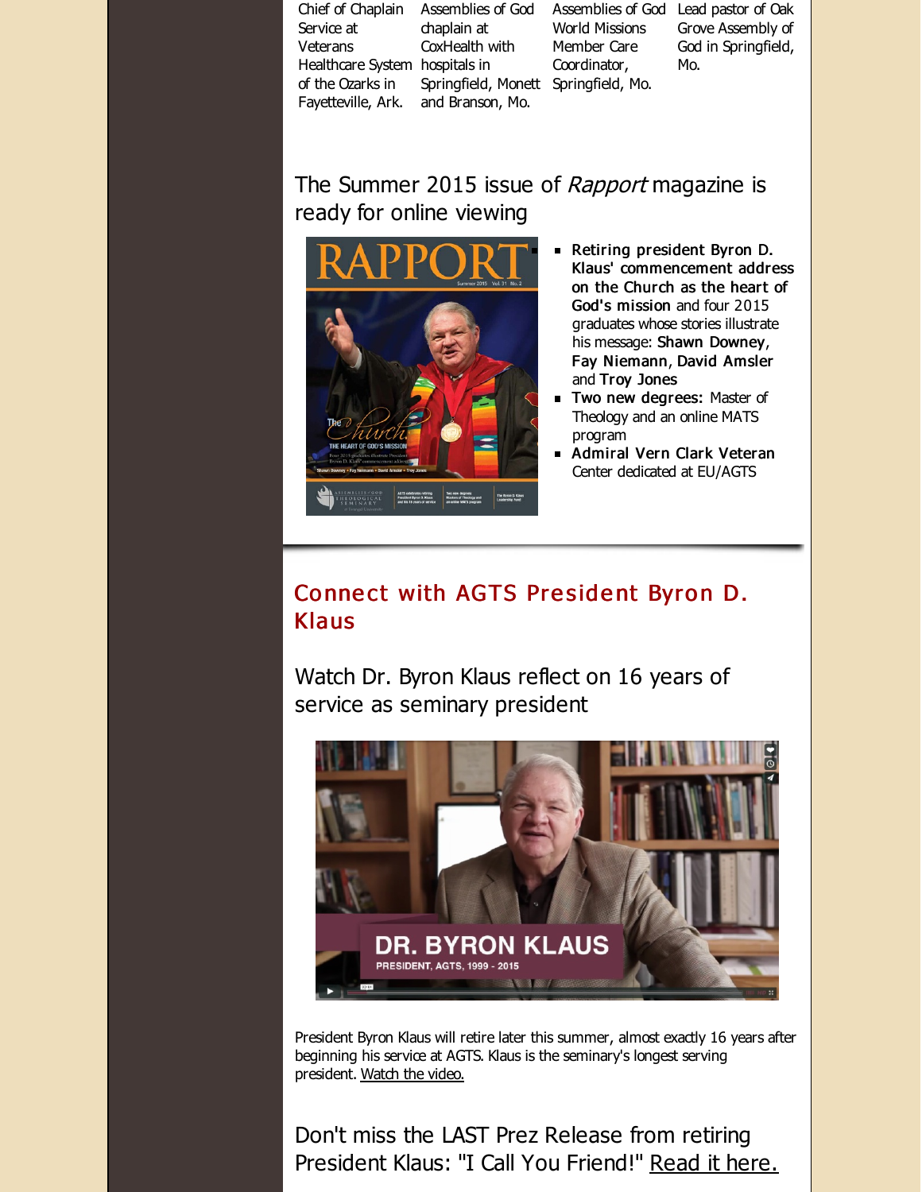| | | | |
|---|---|---|---|
| Chief of Chaplain Service at Veterans Healthcare System of the Ozarks in Fayetteville, Ark. | Assemblies of God chaplain at CoxHealth with hospitals in Springfield, Monett and Branson, Mo. | Assemblies of God World Missions Member Care Coordinator, Springfield, Mo. | Lead pastor of Oak Grove Assembly of God in Springfield, Mo. |

The Summer 2015 issue of *Rapport* magazine is ready for online viewing

- **Retiring president Byron D. Klaus' commencement address on the Church as the heart of God's mission** and four 2015 graduates whose stories illustrate his message: **Shawn Downey**, **Fay Niemann**, **David Amsler** and **Troy Jones**
- **Two new degrees:** Master of Theology and an online MATS program
- **Admiral Vern Clark Veteran** Center dedicated at EU/AGTS

## Connect with AGTS President Byron D. Klaus

Watch Dr. Byron Klaus reflect on 16 years of service as seminary president

President Byron Klaus will retire later this summer, almost exactly 16 years after beginning his service at AGTS. Klaus is the seminary's longest serving president. Watch the video.

Don't miss the LAST Prez Release from retiring President Klaus: "I Call You Friend!" Read it here.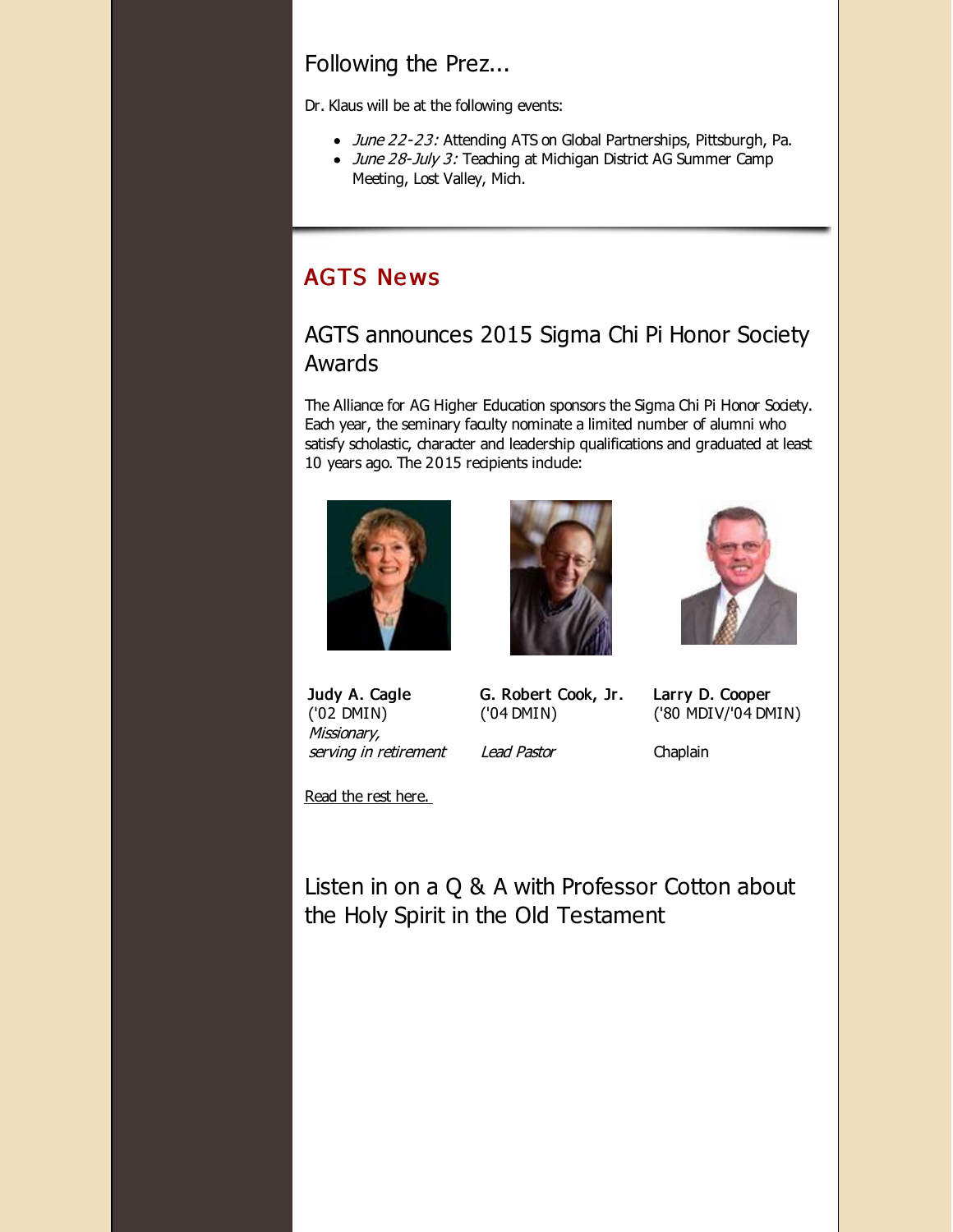## Following the Prez...

Dr. Klaus will be at the following events:

- *June 22-23:* Attending ATS on Global Partnerships, Pittsburgh, Pa.
- *June 28-July 3:* Teaching at Michigan District AG Summer Camp Meeting, Lost Valley, Mich.

# AGTS News

## AGTS announces 2015 Sigma Chi Pi Honor Society Awards

The Alliance for AG Higher Education sponsors the Sigma Chi Pi Honor Society. Each year, the seminary faculty nominate a limited number of alumni who satisfy scholastic, character and leadership qualifications and graduated at least 10 years ago. The 2015 recipients include:

**Judy A. Cagle**
('02 DMIN)
*Missionary, serving in retirement*

**G. Robert Cook, Jr.**
('04 DMIN)
*Lead Pastor*

**Larry D. Cooper**
('80 MDIV/'04 DMIN)
Chaplain

Read the rest here.

## Listen in on a Q & A with Professor Cotton about the Holy Spirit in the Old Testament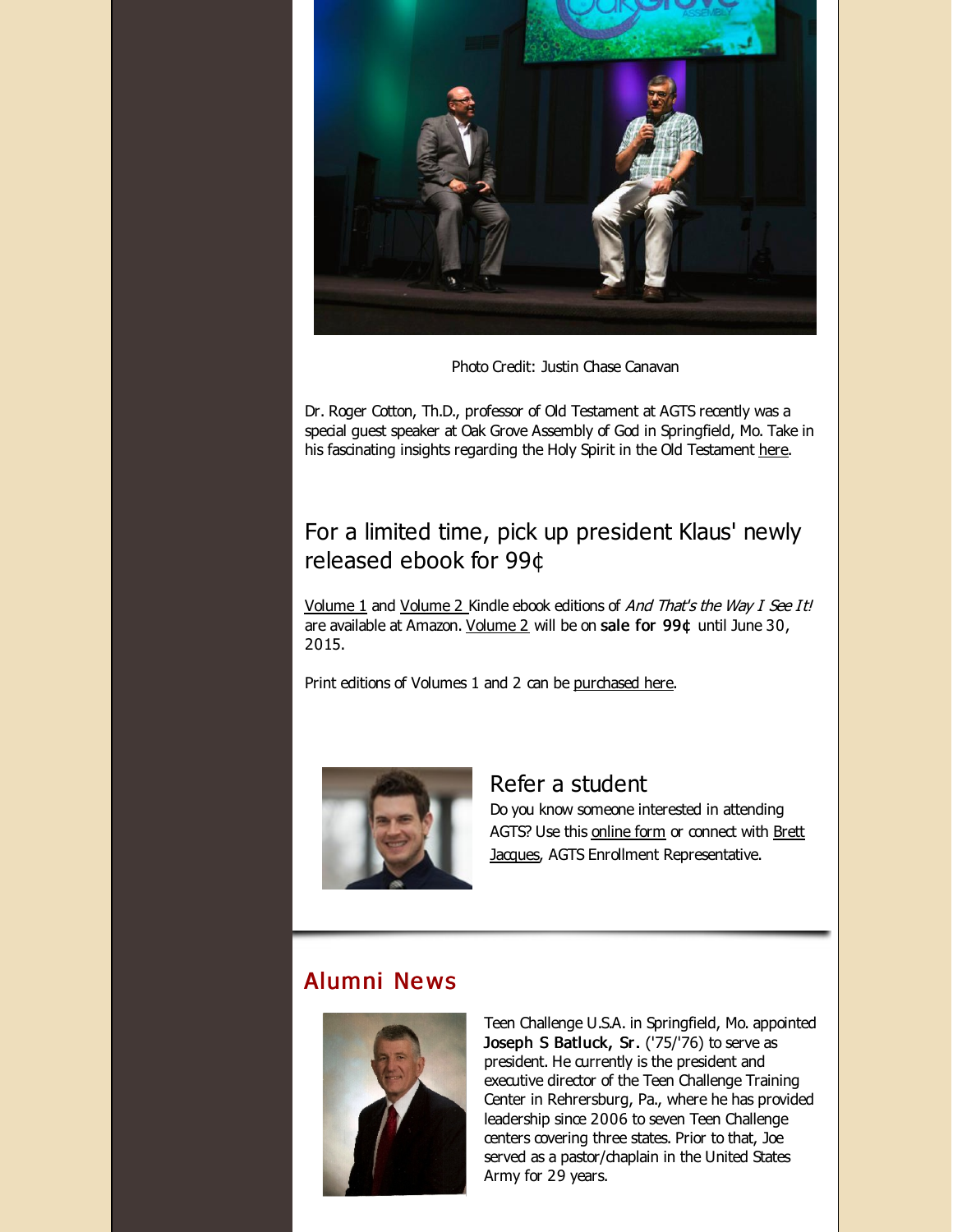Photo Credit: Justin Chase Canavan

Dr. Roger Cotton, Th.D., professor of Old Testament at AGTS recently was a special guest speaker at Oak Grove Assembly of God in Springfield, Mo. Take in his fascinating insights regarding the Holy Spirit in the Old Testament here.

## For a limited time, pick up president Klaus' newly released ebook for 99¢

Volume 1 and Volume 2 Kindle ebook editions of *And That's the Way I See It!* are available at Amazon. Volume 2 will be on **sale for 99¢** until June 30, 2015.

Print editions of Volumes 1 and 2 can be purchased here.

## Refer a student

Do you know someone interested in attending AGTS? Use this online form or connect with Brett Jacques, AGTS Enrollment Representative.

## Alumni News

Teen Challenge U.S.A. in Springfield, Mo. appointed **Joseph S Batluck, Sr.** ('75/'76) to serve as president. He currently is the president and executive director of the Teen Challenge Training Center in Rehrersburg, Pa., where he has provided leadership since 2006 to seven Teen Challenge centers covering three states. Prior to that, Joe served as a pastor/chaplain in the United States Army for 29 years.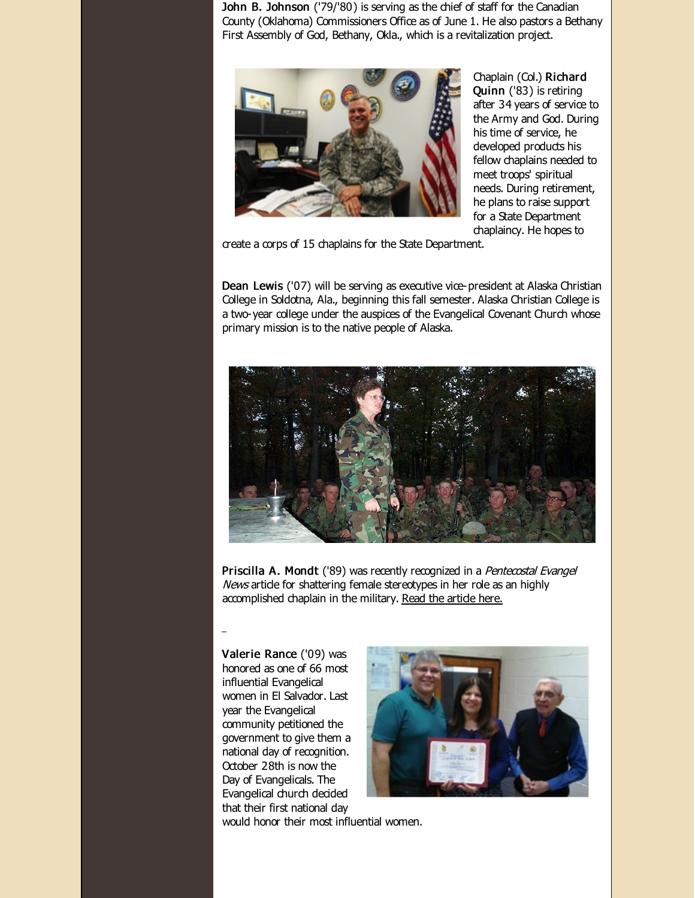**John B. Johnson** ('79/'80) is serving as the chief of staff for the Canadian County (Oklahoma) Commissioners Office as of June 1. He also pastors a Bethany First Assembly of God, Bethany, Okla., which is a revitalization project.

Chaplain (Col.) **Richard Quinn** ('83) is retiring after 34 years of service to the Army and God. During his time of service, he developed products his fellow chaplains needed to meet troops' spiritual needs. During retirement, he plans to raise support for a State Department chaplaincy. He hopes to create a corps of 15 chaplains for the State Department.

**Dean Lewis** ('07) will be serving as executive vice-president at Alaska Christian College in Soldotna, Ala., beginning this fall semester. Alaska Christian College is a two-year college under the auspices of the Evangelical Covenant Church whose primary mission is to the native people of Alaska.

**Priscilla A. Mondt** ('89) was recently recognized in a *Pentecostal Evangel News* article for shattering female stereotypes in her role as an highly accomplished chaplain in the military. Read the article here.

**Valerie Rance** ('09) was honored as one of 66 most influential Evangelical women in El Salvador. Last year the Evangelical community petitioned the government to give them a national day of recognition. October 28th is now the Day of Evangelicals. The Evangelical church decided that their first national day would honor their most influential women.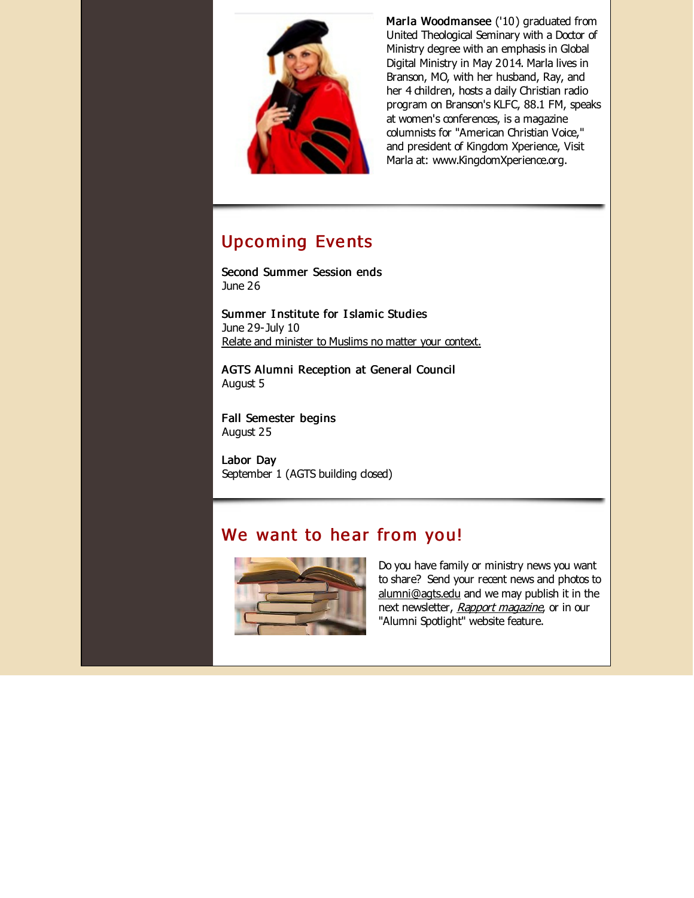**Marla Woodmansee** ('10) graduated from United Theological Seminary with a Doctor of Ministry degree with an emphasis in Global Digital Ministry in May 2014. Marla lives in Branson, MO, with her husband, Ray, and her 4 children, hosts a daily Christian radio program on Branson's KLFC, 88.1 FM, speaks at women's conferences, is a magazine columnists for "American Christian Voice," and president of Kingdom Xperience, Visit Marla at: www.KingdomXperience.org.

## Upcoming Events

**Second Summer Session ends**
June 26

**Summer Institute for Islamic Studies**
June 29-July 10
Relate and minister to Muslims no matter your context.

**AGTS Alumni Reception at General Council**
August 5

**Fall Semester begins**
August 25

**Labor Day**
September 1 (AGTS building closed)

## We want to hear from you!

Do you have family or ministry news you want to share? Send your recent news and photos to alumni@agts.edu and we may publish it in the next newsletter, *Rapport magazine*, or in our "Alumni Spotlight" website feature.